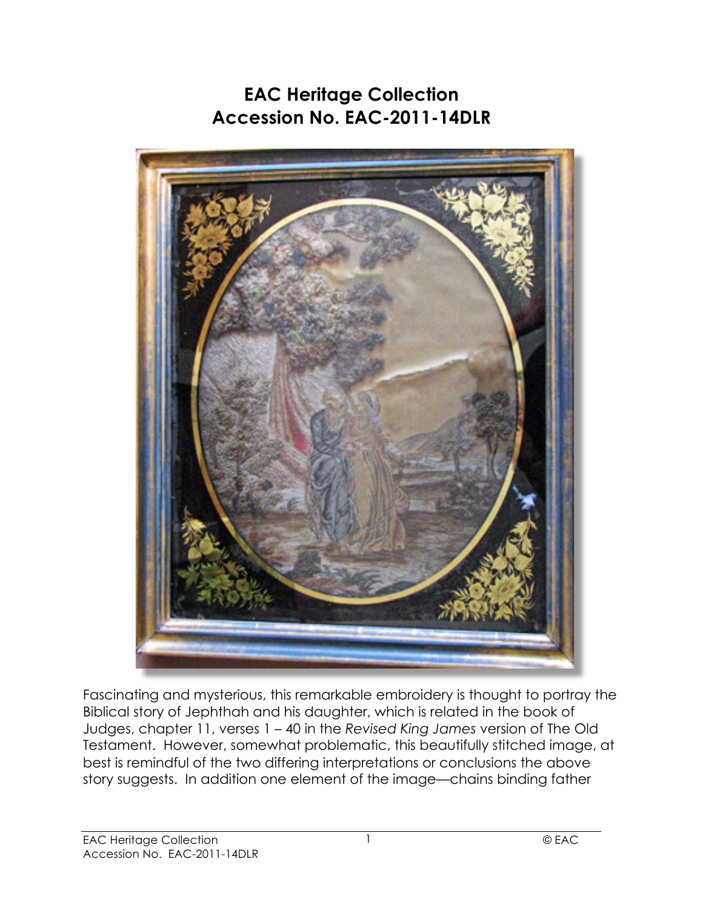# EAC Heritage Collection
# Accession No. EAC-2011-14DLR

Fascinating and mysterious, this remarkable embroidery is thought to portray the Biblical story of Jephthah and his daughter, which is related in the book of Judges, chapter 11, verses 1 – 40 in the *Revised King James* version of The Old Testament. However, somewhat problematic, this beautifully stitched image, at best is remindful of the two differing interpretations or conclusions the above story suggests. In addition one element of the image—chains binding father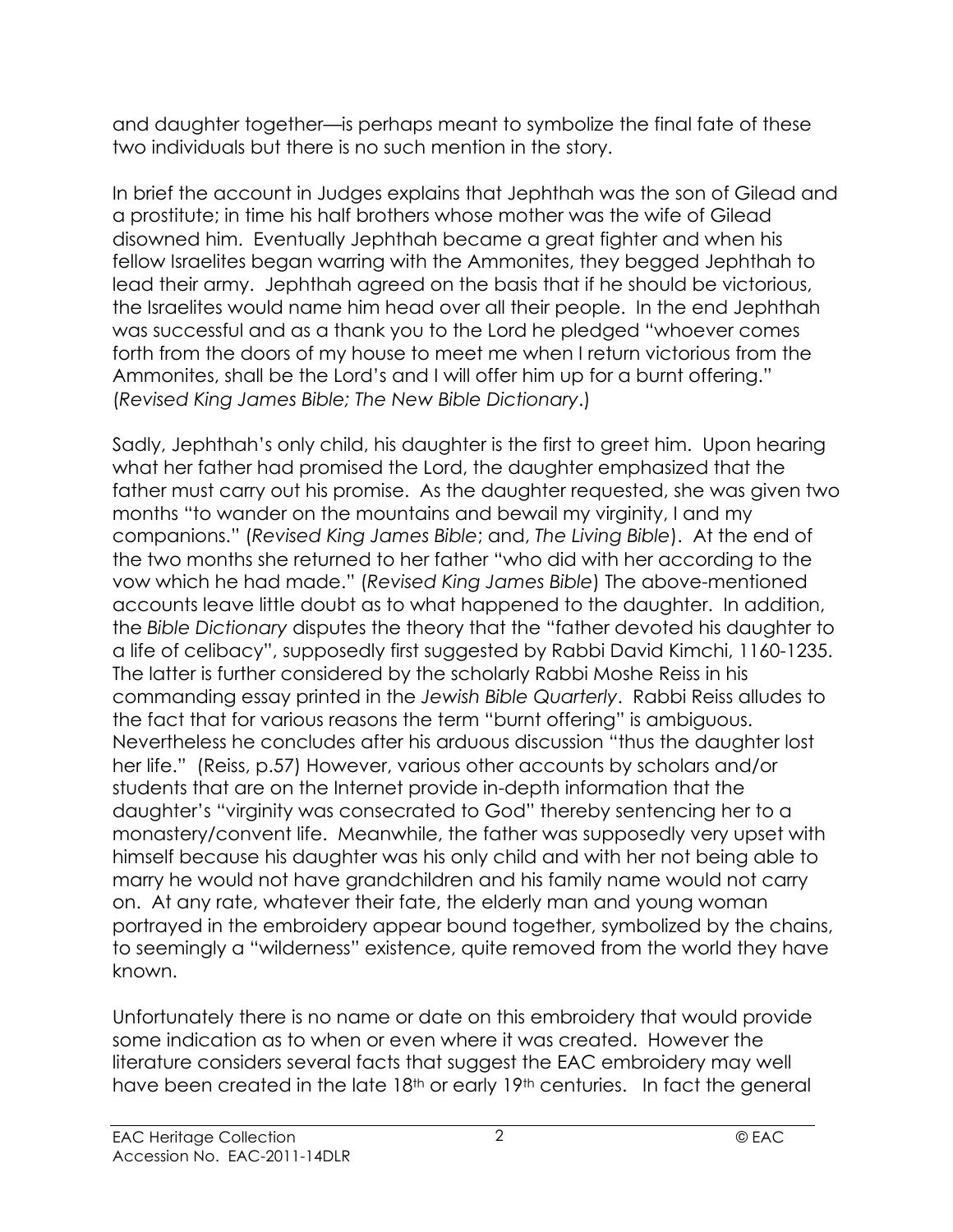and daughter together—is perhaps meant to symbolize the final fate of these two individuals but there is no such mention in the story.

In brief the account in Judges explains that Jephthah was the son of Gilead and a prostitute; in time his half brothers whose mother was the wife of Gilead disowned him. Eventually Jephthah became a great fighter and when his fellow Israelites began warring with the Ammonites, they begged Jephthah to lead their army. Jephthah agreed on the basis that if he should be victorious, the Israelites would name him head over all their people. In the end Jephthah was successful and as a thank you to the Lord he pledged "whoever comes forth from the doors of my house to meet me when I return victorious from the Ammonites, shall be the Lord's and I will offer him up for a burnt offering." (*Revised King James Bible; The New Bible Dictionary*.)

Sadly, Jephthah's only child, his daughter is the first to greet him. Upon hearing what her father had promised the Lord, the daughter emphasized that the father must carry out his promise. As the daughter requested, she was given two months "to wander on the mountains and bewail my virginity, I and my companions." (*Revised King James Bible*; and, *The Living Bible*). At the end of the two months she returned to her father "who did with her according to the vow which he had made." (*Revised King James Bible*) The above-mentioned accounts leave little doubt as to what happened to the daughter. In addition, the *Bible Dictionary* disputes the theory that the "father devoted his daughter to a life of celibacy", supposedly first suggested by Rabbi David Kimchi, 1160-1235. The latter is further considered by the scholarly Rabbi Moshe Reiss in his commanding essay printed in the *Jewish Bible Quarterly*. Rabbi Reiss alludes to the fact that for various reasons the term "burnt offering" is ambiguous. Nevertheless he concludes after his arduous discussion "thus the daughter lost her life." (Reiss, p.57) However, various other accounts by scholars and/or students that are on the Internet provide in-depth information that the daughter's "virginity was consecrated to God" thereby sentencing her to a monastery/convent life. Meanwhile, the father was supposedly very upset with himself because his daughter was his only child and with her not being able to marry he would not have grandchildren and his family name would not carry on. At any rate, whatever their fate, the elderly man and young woman portrayed in the embroidery appear bound together, symbolized by the chains, to seemingly a "wilderness" existence, quite removed from the world they have known.

Unfortunately there is no name or date on this embroidery that would provide some indication as to when or even where it was created. However the literature considers several facts that suggest the EAC embroidery may well have been created in the late 18th or early 19th centuries. In fact the general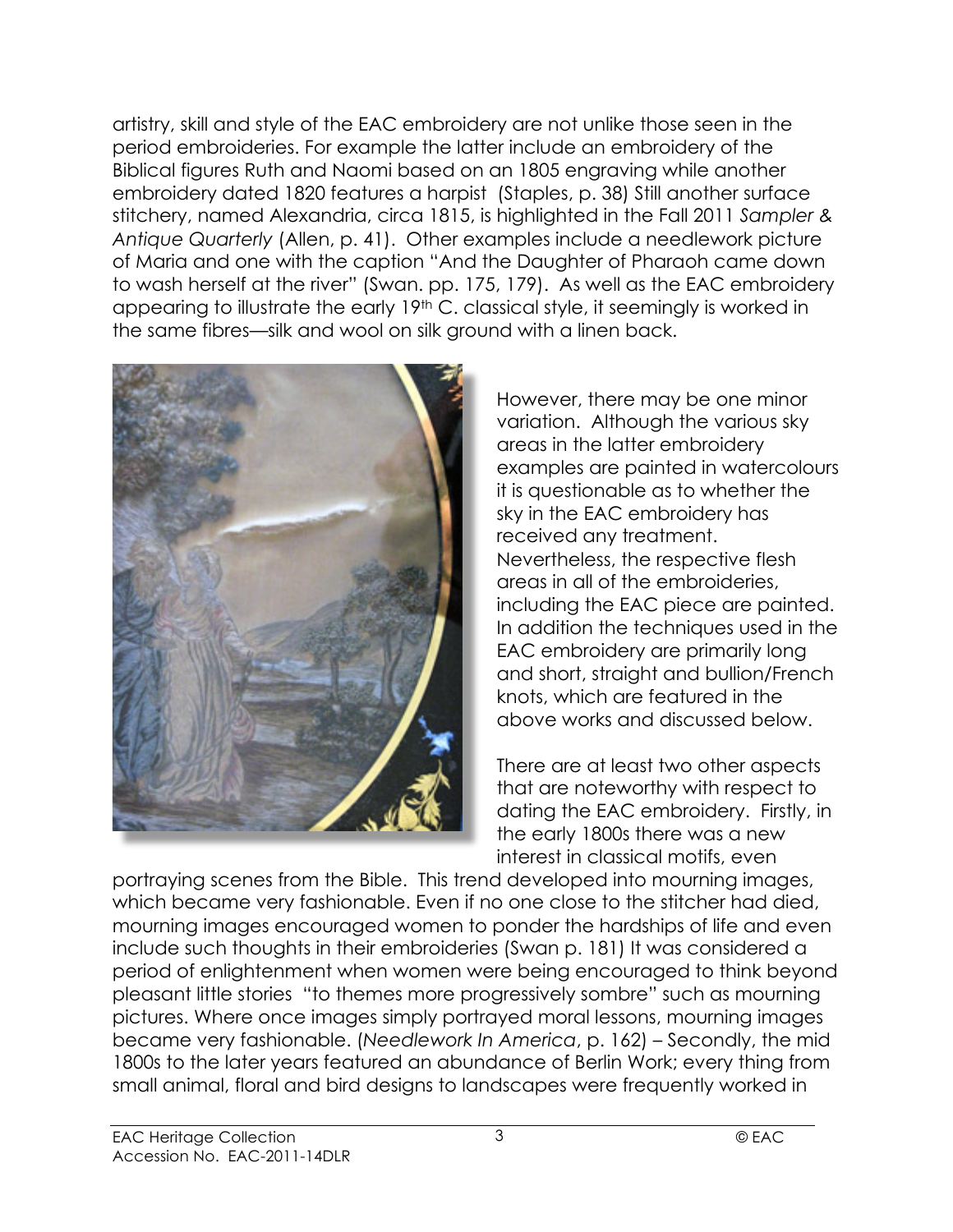artistry, skill and style of the EAC embroidery are not unlike those seen in the period embroideries. For example the latter include an embroidery of the Biblical figures Ruth and Naomi based on an 1805 engraving while another embroidery dated 1820 features a harpist (Staples, p. 38) Still another surface stitchery, named Alexandria, circa 1815, is highlighted in the Fall 2011 *Sampler & Antique Quarterly* (Allen, p. 41). Other examples include a needlework picture of Maria and one with the caption "And the Daughter of Pharaoh came down to wash herself at the river" (Swan. pp. 175, 179). As well as the EAC embroidery appearing to illustrate the early 19th C. classical style, it seemingly is worked in the same fibres—silk and wool on silk ground with a linen back.

However, there may be one minor variation. Although the various sky areas in the latter embroidery examples are painted in watercolours it is questionable as to whether the sky in the EAC embroidery has received any treatment. Nevertheless, the respective flesh areas in all of the embroideries, including the EAC piece are painted. In addition the techniques used in the EAC embroidery are primarily long and short, straight and bullion/French knots, which are featured in the above works and discussed below.

There are at least two other aspects that are noteworthy with respect to dating the EAC embroidery. Firstly, in the early 1800s there was a new interest in classical motifs, even portraying scenes from the Bible. This trend developed into mourning images, which became very fashionable. Even if no one close to the stitcher had died, mourning images encouraged women to ponder the hardships of life and even include such thoughts in their embroideries (Swan p. 181) It was considered a period of enlightenment when women were being encouraged to think beyond pleasant little stories "to themes more progressively sombre" such as mourning pictures. Where once images simply portrayed moral lessons, mourning images became very fashionable. (*Needlework In America*, p. 162) – Secondly, the mid 1800s to the later years featured an abundance of Berlin Work; every thing from small animal, floral and bird designs to landscapes were frequently worked in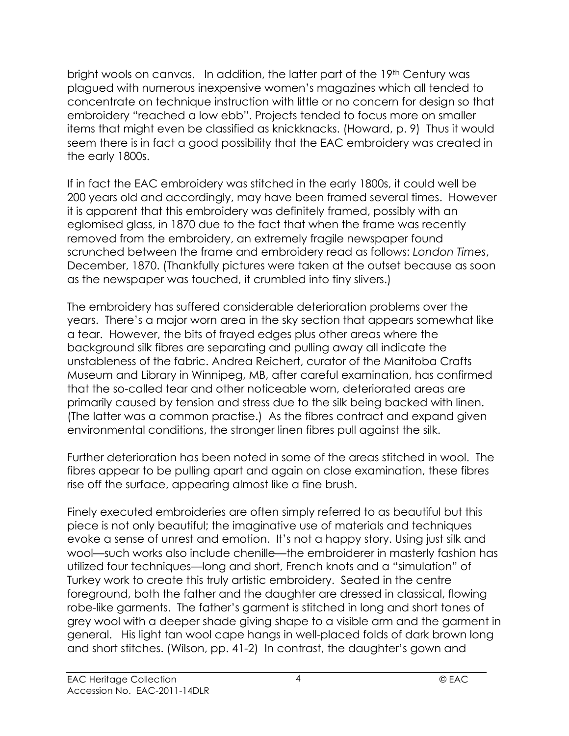bright wools on canvas. In addition, the latter part of the 19th Century was plagued with numerous inexpensive women's magazines which all tended to concentrate on technique instruction with little or no concern for design so that embroidery "reached a low ebb". Projects tended to focus more on smaller items that might even be classified as knickknacks. (Howard, p. 9) Thus it would seem there is in fact a good possibility that the EAC embroidery was created in the early 1800s.

If in fact the EAC embroidery was stitched in the early 1800s, it could well be 200 years old and accordingly, may have been framed several times. However it is apparent that this embroidery was definitely framed, possibly with an eglomised glass, in 1870 due to the fact that when the frame was recently removed from the embroidery, an extremely fragile newspaper found scrunched between the frame and embroidery read as follows: *London Times*, December, 1870. (Thankfully pictures were taken at the outset because as soon as the newspaper was touched, it crumbled into tiny slivers.)

The embroidery has suffered considerable deterioration problems over the years. There's a major worn area in the sky section that appears somewhat like a tear. However, the bits of frayed edges plus other areas where the background silk fibres are separating and pulling away all indicate the unstableness of the fabric. Andrea Reichert, curator of the Manitoba Crafts Museum and Library in Winnipeg, MB, after careful examination, has confirmed that the so-called tear and other noticeable worn, deteriorated areas are primarily caused by tension and stress due to the silk being backed with linen. (The latter was a common practise.) As the fibres contract and expand given environmental conditions, the stronger linen fibres pull against the silk.

Further deterioration has been noted in some of the areas stitched in wool. The fibres appear to be pulling apart and again on close examination, these fibres rise off the surface, appearing almost like a fine brush.

Finely executed embroideries are often simply referred to as beautiful but this piece is not only beautiful; the imaginative use of materials and techniques evoke a sense of unrest and emotion. It's not a happy story. Using just silk and wool—such works also include chenille—the embroiderer in masterly fashion has utilized four techniques—long and short, French knots and a "simulation" of Turkey work to create this truly artistic embroidery. Seated in the centre foreground, both the father and the daughter are dressed in classical, flowing robe-like garments. The father's garment is stitched in long and short tones of grey wool with a deeper shade giving shape to a visible arm and the garment in general. His light tan wool cape hangs in well-placed folds of dark brown long and short stitches. (Wilson, pp. 41-2) In contrast, the daughter's gown and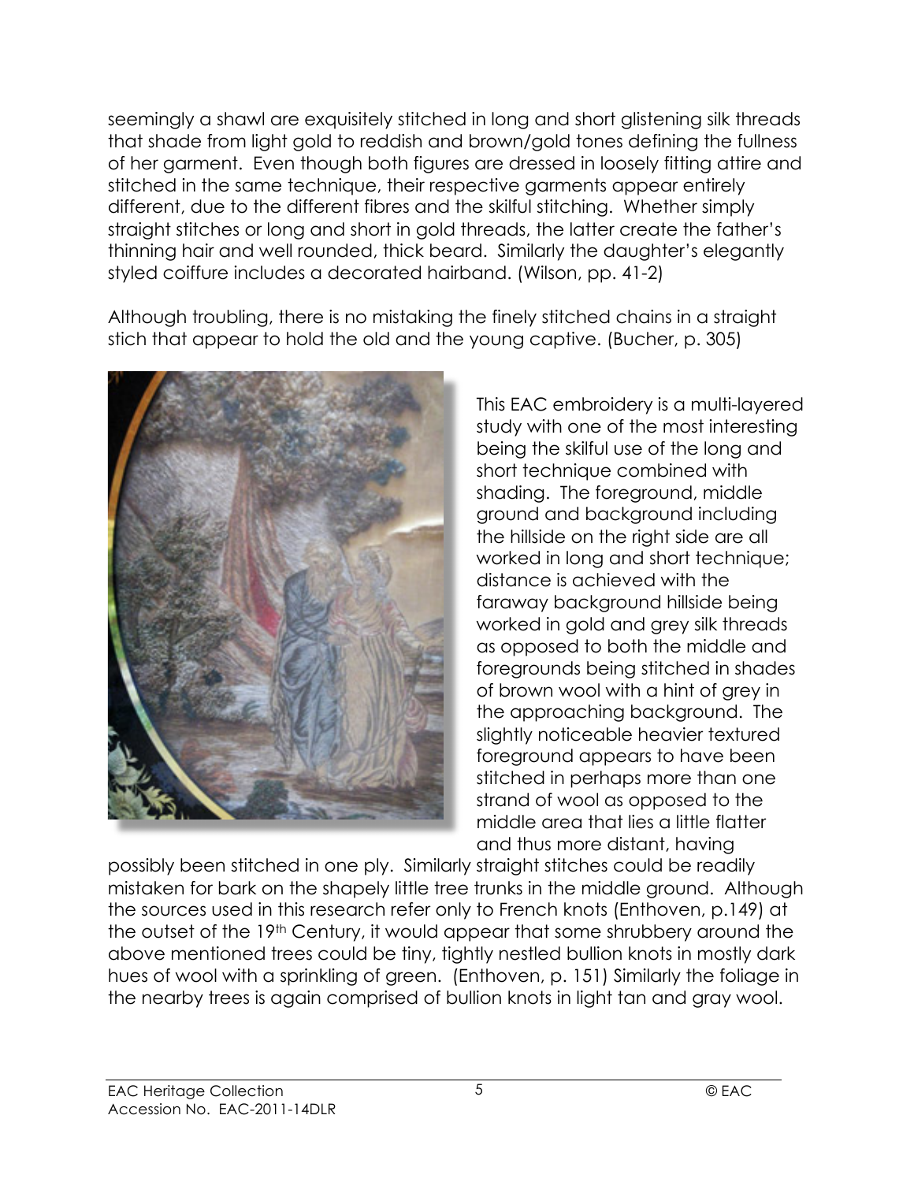seemingly a shawl are exquisitely stitched in long and short glistening silk threads that shade from light gold to reddish and brown/gold tones defining the fullness of her garment. Even though both figures are dressed in loosely fitting attire and stitched in the same technique, their respective garments appear entirely different, due to the different fibres and the skilful stitching. Whether simply straight stitches or long and short in gold threads, the latter create the father's thinning hair and well rounded, thick beard. Similarly the daughter's elegantly styled coiffure includes a decorated hairband. (Wilson, pp. 41-2)

Although troubling, there is no mistaking the finely stitched chains in a straight stich that appear to hold the old and the young captive. (Bucher, p. 305)

This EAC embroidery is a multi-layered study with one of the most interesting being the skilful use of the long and short technique combined with shading. The foreground, middle ground and background including the hillside on the right side are all worked in long and short technique; distance is achieved with the faraway background hillside being worked in gold and grey silk threads as opposed to both the middle and foregrounds being stitched in shades of brown wool with a hint of grey in the approaching background. The slightly noticeable heavier textured foreground appears to have been stitched in perhaps more than one strand of wool as opposed to the middle area that lies a little flatter and thus more distant, having possibly been stitched in one ply. Similarly straight stitches could be readily mistaken for bark on the shapely little tree trunks in the middle ground. Although the sources used in this research refer only to French knots (Enthoven, p.149) at the outset of the 19th Century, it would appear that some shrubbery around the above mentioned trees could be tiny, tightly nestled bullion knots in mostly dark hues of wool with a sprinkling of green. (Enthoven, p. 151) Similarly the foliage in the nearby trees is again comprised of bullion knots in light tan and gray wool.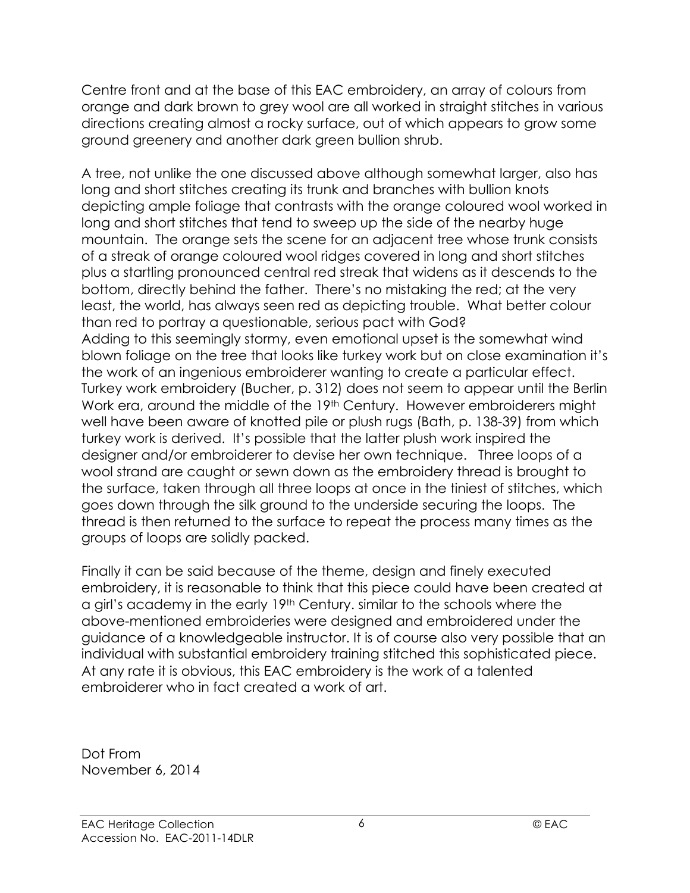Centre front and at the base of this EAC embroidery, an array of colours from orange and dark brown to grey wool are all worked in straight stitches in various directions creating almost a rocky surface, out of which appears to grow some ground greenery and another dark green bullion shrub.

A tree, not unlike the one discussed above although somewhat larger, also has long and short stitches creating its trunk and branches with bullion knots depicting ample foliage that contrasts with the orange coloured wool worked in long and short stitches that tend to sweep up the side of the nearby huge mountain. The orange sets the scene for an adjacent tree whose trunk consists of a streak of orange coloured wool ridges covered in long and short stitches plus a startling pronounced central red streak that widens as it descends to the bottom, directly behind the father. There's no mistaking the red; at the very least, the world, has always seen red as depicting trouble. What better colour than red to portray a questionable, serious pact with God?
Adding to this seemingly stormy, even emotional upset is the somewhat wind blown foliage on the tree that looks like turkey work but on close examination it's the work of an ingenious embroiderer wanting to create a particular effect. Turkey work embroidery (Bucher, p. 312) does not seem to appear until the Berlin Work era, around the middle of the 19th Century. However embroiderers might well have been aware of knotted pile or plush rugs (Bath, p. 138-39) from which turkey work is derived. It's possible that the latter plush work inspired the designer and/or embroiderer to devise her own technique. Three loops of a wool strand are caught or sewn down as the embroidery thread is brought to the surface, taken through all three loops at once in the tiniest of stitches, which goes down through the silk ground to the underside securing the loops. The thread is then returned to the surface to repeat the process many times as the groups of loops are solidly packed.

Finally it can be said because of the theme, design and finely executed embroidery, it is reasonable to think that this piece could have been created at a girl's academy in the early 19th Century. similar to the schools where the above-mentioned embroideries were designed and embroidered under the guidance of a knowledgeable instructor. It is of course also very possible that an individual with substantial embroidery training stitched this sophisticated piece. At any rate it is obvious, this EAC embroidery is the work of a talented embroiderer who in fact created a work of art.

Dot From
November 6, 2014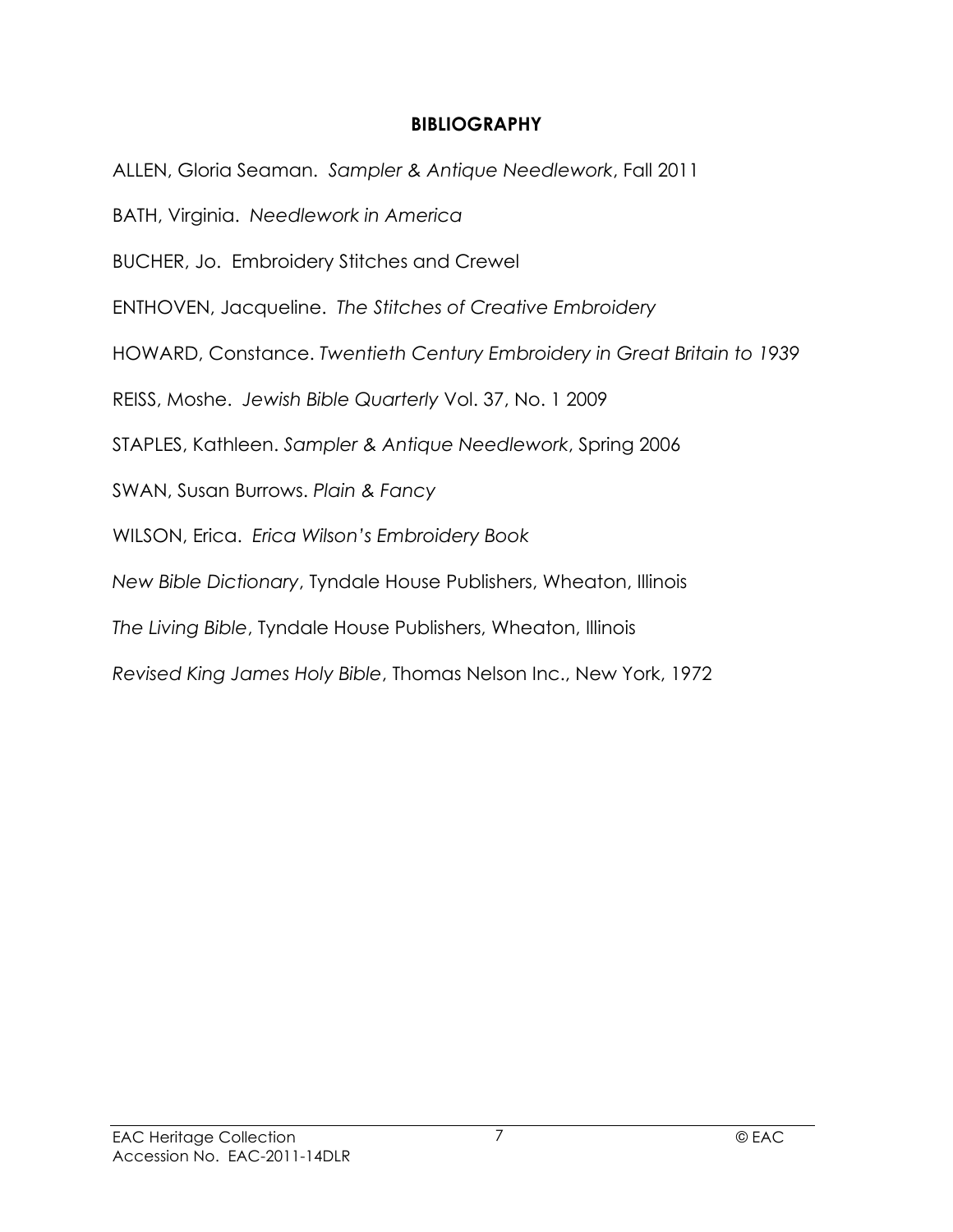## BIBLIOGRAPHY

ALLEN, Gloria Seaman. *Sampler & Antique Needlework*, Fall 2011

BATH, Virginia. *Needlework in America*

BUCHER, Jo. Embroidery Stitches and Crewel

ENTHOVEN, Jacqueline. *The Stitches of Creative Embroidery*

HOWARD, Constance. *Twentieth Century Embroidery in Great Britain to 1939*

REISS, Moshe. *Jewish Bible Quarterly* Vol. 37, No. 1 2009

STAPLES, Kathleen. *Sampler & Antique Needlework*, Spring 2006

SWAN, Susan Burrows. *Plain & Fancy*

WILSON, Erica. *Erica Wilson's Embroidery Book*

*New Bible Dictionary*, Tyndale House Publishers, Wheaton, Illinois

*The Living Bible*, Tyndale House Publishers, Wheaton, Illinois

*Revised King James Holy Bible*, Thomas Nelson Inc., New York, 1972